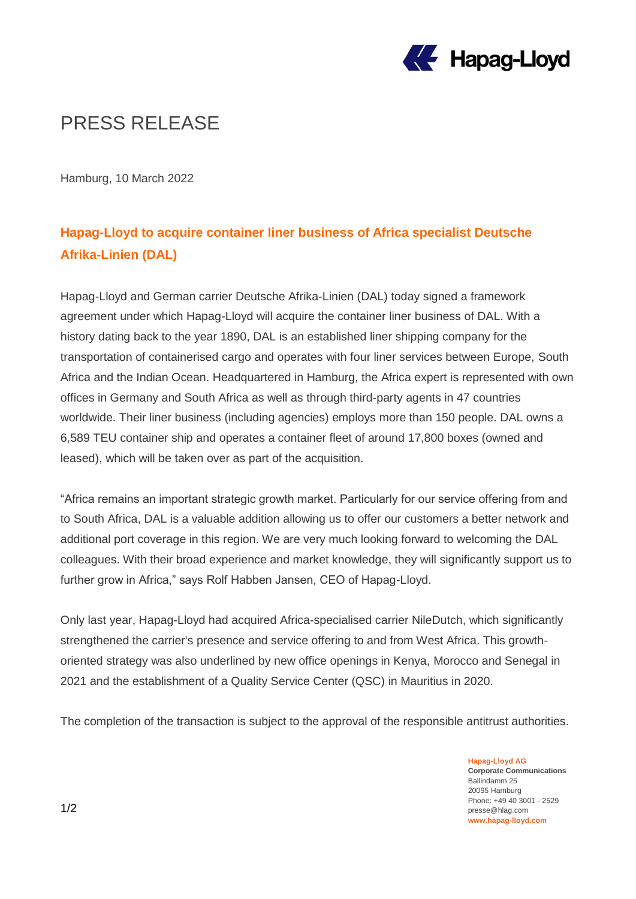# PRESS RELEASE

Hamburg, 10 March 2022

## Hapag-Lloyd to acquire container liner business of Africa specialist Deutsche Afrika-Linien (DAL)

Hapag-Lloyd and German carrier Deutsche Afrika-Linien (DAL) today signed a framework agreement under which Hapag-Lloyd will acquire the container liner business of DAL. With a history dating back to the year 1890, DAL is an established liner shipping company for the transportation of containerised cargo and operates with four liner services between Europe, South Africa and the Indian Ocean. Headquartered in Hamburg, the Africa expert is represented with own offices in Germany and South Africa as well as through third-party agents in 47 countries worldwide. Their liner business (including agencies) employs more than 150 people. DAL owns a 6,589 TEU container ship and operates a container fleet of around 17,800 boxes (owned and leased), which will be taken over as part of the acquisition.

"Africa remains an important strategic growth market. Particularly for our service offering from and to South Africa, DAL is a valuable addition allowing us to offer our customers a better network and additional port coverage in this region. We are very much looking forward to welcoming the DAL colleagues. With their broad experience and market knowledge, they will significantly support us to further grow in Africa," says Rolf Habben Jansen, CEO of Hapag-Lloyd.

Only last year, Hapag-Lloyd had acquired Africa-specialised carrier NileDutch, which significantly strengthened the carrier's presence and service offering to and from West Africa. This growth-oriented strategy was also underlined by new office openings in Kenya, Morocco and Senegal in 2021 and the establishment of a Quality Service Center (QSC) in Mauritius in 2020.

The completion of the transaction is subject to the approval of the responsible antitrust authorities.

**Hapag-Lloyd AG**
**Corporate Communications**
Ballindamm 25
20095 Hamburg
Phone: +49 40 3001 - 2529
presse@hlag.com
**www.hapag-lloyd.com**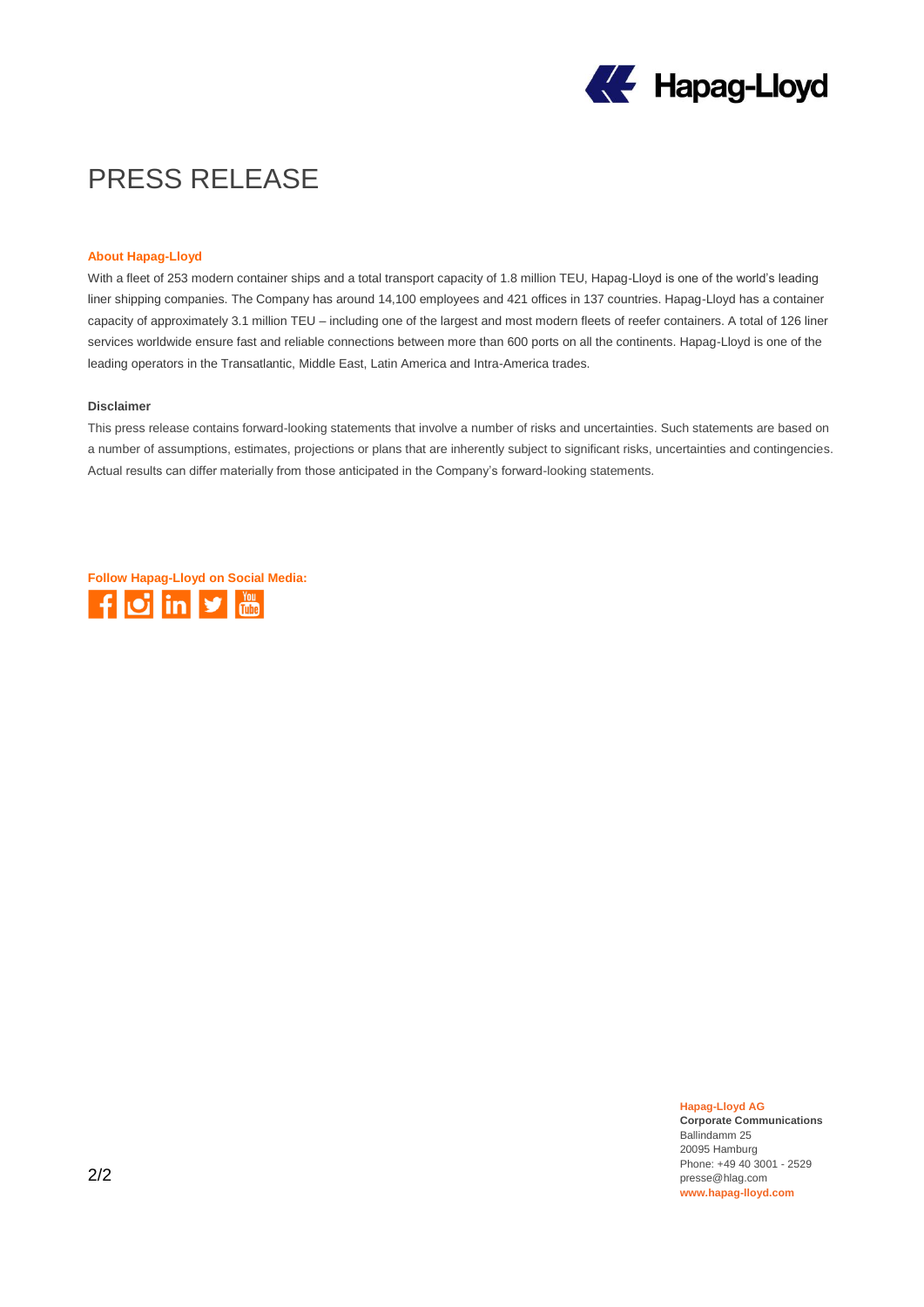# PRESS RELEASE

**About Hapag-Lloyd**

With a fleet of 253 modern container ships and a total transport capacity of 1.8 million TEU, Hapag-Lloyd is one of the world's leading liner shipping companies. The Company has around 14,100 employees and 421 offices in 137 countries. Hapag-Lloyd has a container capacity of approximately 3.1 million TEU – including one of the largest and most modern fleets of reefer containers. A total of 126 liner services worldwide ensure fast and reliable connections between more than 600 ports on all the continents. Hapag-Lloyd is one of the leading operators in the Transatlantic, Middle East, Latin America and Intra-America trades.

**Disclaimer**

This press release contains forward-looking statements that involve a number of risks and uncertainties. Such statements are based on a number of assumptions, estimates, projections or plans that are inherently subject to significant risks, uncertainties and contingencies. Actual results can differ materially from those anticipated in the Company's forward-looking statements.

**Follow Hapag-Lloyd on Social Media:**

**Hapag-Lloyd AG**
**Corporate Communications**
Ballindamm 25
20095 Hamburg
Phone: +49 40 3001 - 2529
presse@hlag.com
www.hapag-lloyd.com